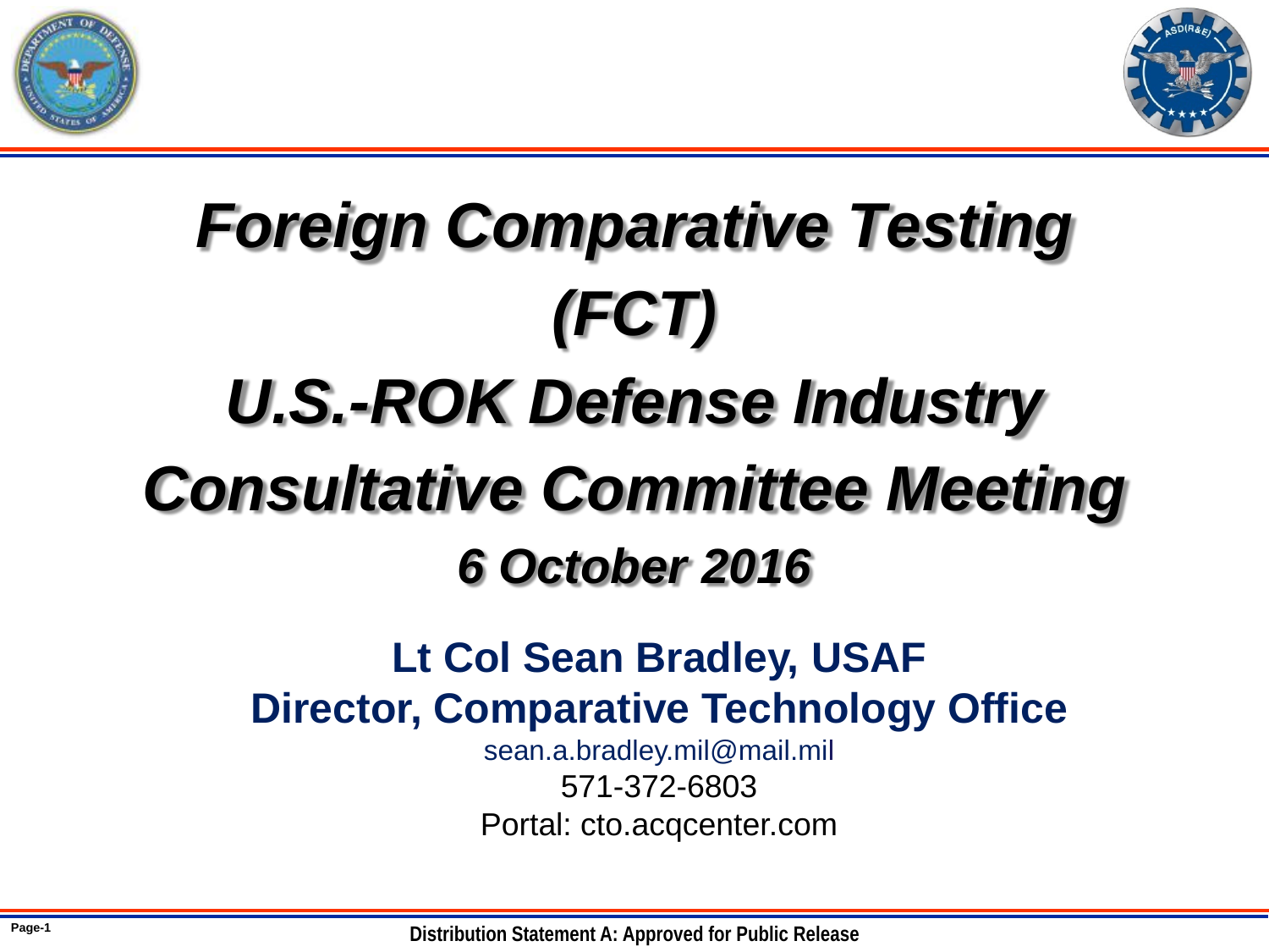# *Foreign Comparative Testing (FCT)*

# *U.S.-ROK Defense Industry Consultative Committee Meeting*

## *6 October 2016*

**Lt Col Sean Bradley, USAF**

**Director, Comparative Technology Office**

sean.a.bradley.mil@mail.mil

571-372-6803

Portal: cto.acqcenter.com

**Distribution Statement A: Approved for Public Release**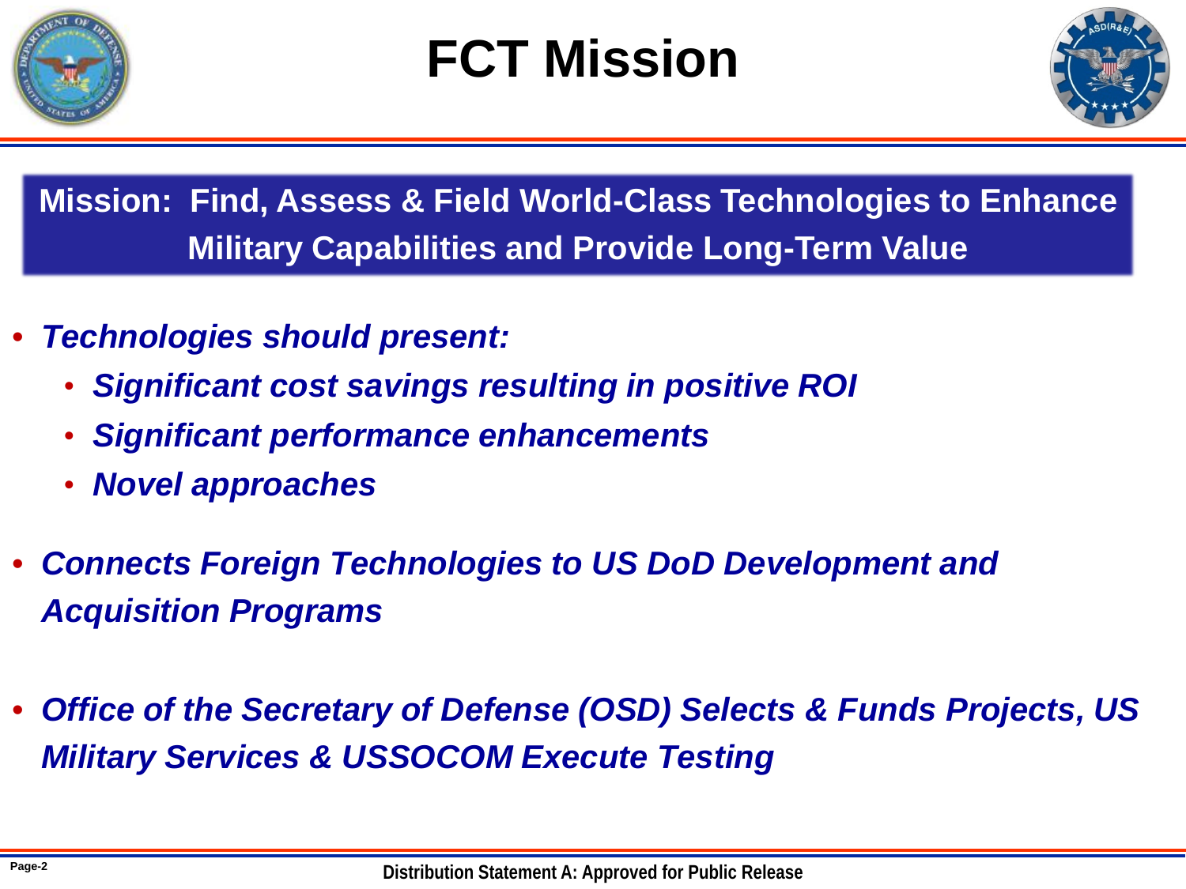# FCT Mission

**Mission: Find, Assess & Field World-Class Technologies to Enhance Military Capabilities and Provide Long-Term Value**

- ***Technologies should present:***
  - ***Significant cost savings resulting in positive ROI***
  - ***Significant performance enhancements***
  - ***Novel approaches***
- ***Connects Foreign Technologies to US DoD Development and Acquisition Programs***
- ***Office of the Secretary of Defense (OSD) Selects & Funds Projects, US Military Services & USSOCOM Execute Testing***

**Distribution Statement A: Approved for Public Release**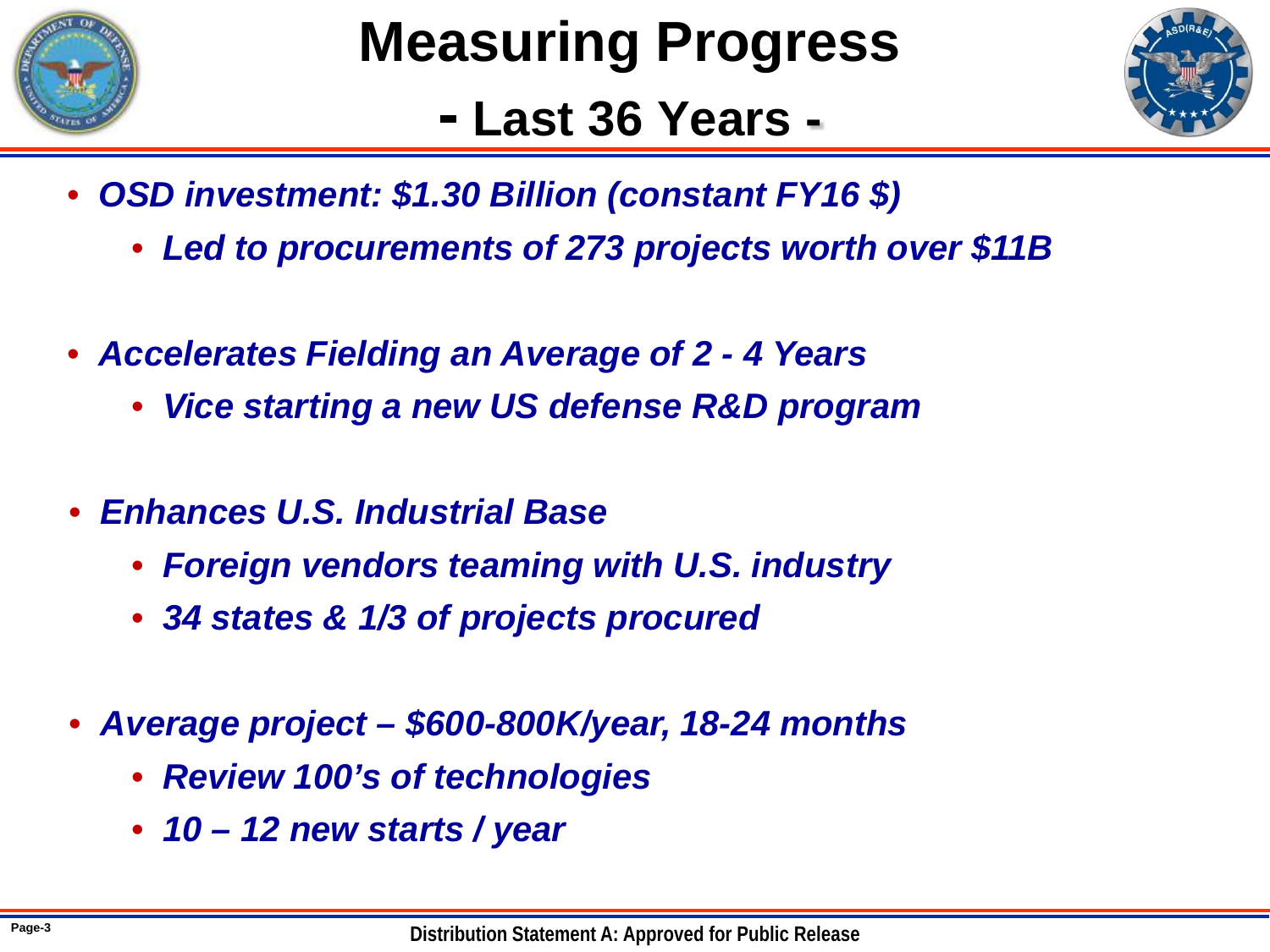# Measuring Progress

## - Last 36 Years -

- *OSD investment: $1.30 Billion (constant FY16 $)*
  - *Led to procurements of 273 projects worth over $11B*

- *Accelerates Fielding an Average of 2 - 4 Years*
  - *Vice starting a new US defense R&D program*

- *Enhances U.S. Industrial Base*
  - *Foreign vendors teaming with U.S. industry*
  - *34 states & 1/3 of projects procured*

- *Average project – $600-800K/year, 18-24 months*
  - *Review 100's of technologies*
  - *10 – 12 new starts / year*

Distribution Statement A: Approved for Public Release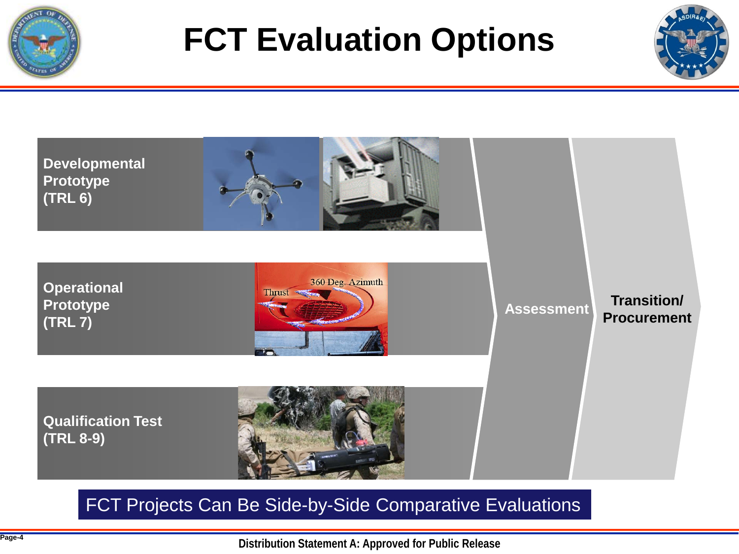# FCT Evaluation Options

**Developmental Prototype (TRL 6)**

**Operational Prototype (TRL 7)**

**Qualification Test (TRL 8-9)**

**Assessment**

**Transition/ Procurement**

FCT Projects Can Be Side-by-Side Comparative Evaluations

**Distribution Statement A: Approved for Public Release**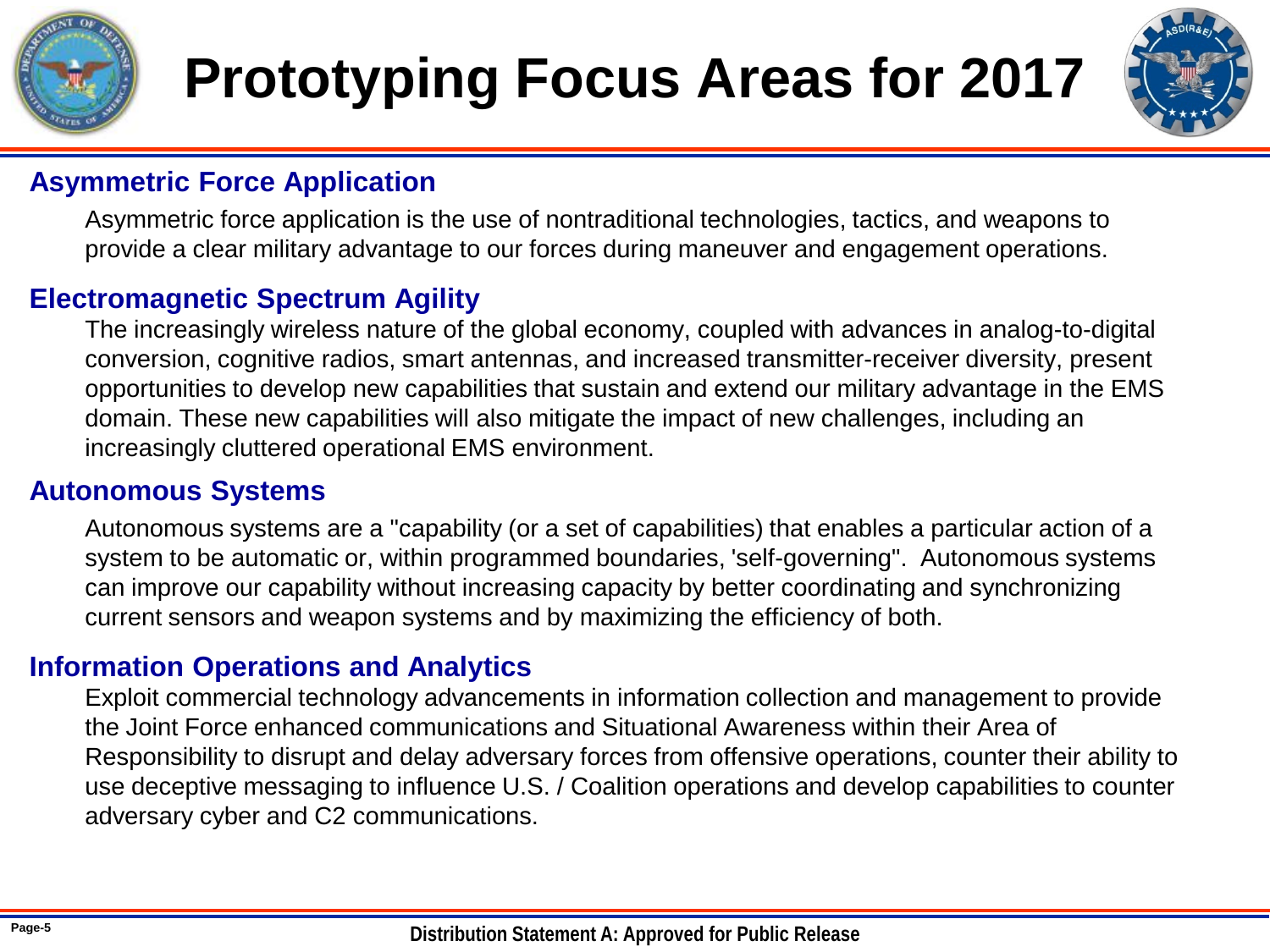# Prototyping Focus Areas for 2017

## Asymmetric Force Application

Asymmetric force application is the use of nontraditional technologies, tactics, and weapons to provide a clear military advantage to our forces during maneuver and engagement operations.

## Electromagnetic Spectrum Agility

The increasingly wireless nature of the global economy, coupled with advances in analog-to-digital conversion, cognitive radios, smart antennas, and increased transmitter-receiver diversity, present opportunities to develop new capabilities that sustain and extend our military advantage in the EMS domain. These new capabilities will also mitigate the impact of new challenges, including an increasingly cluttered operational EMS environment.

## Autonomous Systems

Autonomous systems are a "capability (or a set of capabilities) that enables a particular action of a system to be automatic or, within programmed boundaries, 'self-governing". Autonomous systems can improve our capability without increasing capacity by better coordinating and synchronizing current sensors and weapon systems and by maximizing the efficiency of both.

## Information Operations and Analytics

Exploit commercial technology advancements in information collection and management to provide the Joint Force enhanced communications and Situational Awareness within their Area of Responsibility to disrupt and delay adversary forces from offensive operations, counter their ability to use deceptive messaging to influence U.S. / Coalition operations and develop capabilities to counter adversary cyber and C2 communications.

Distribution Statement A: Approved for Public Release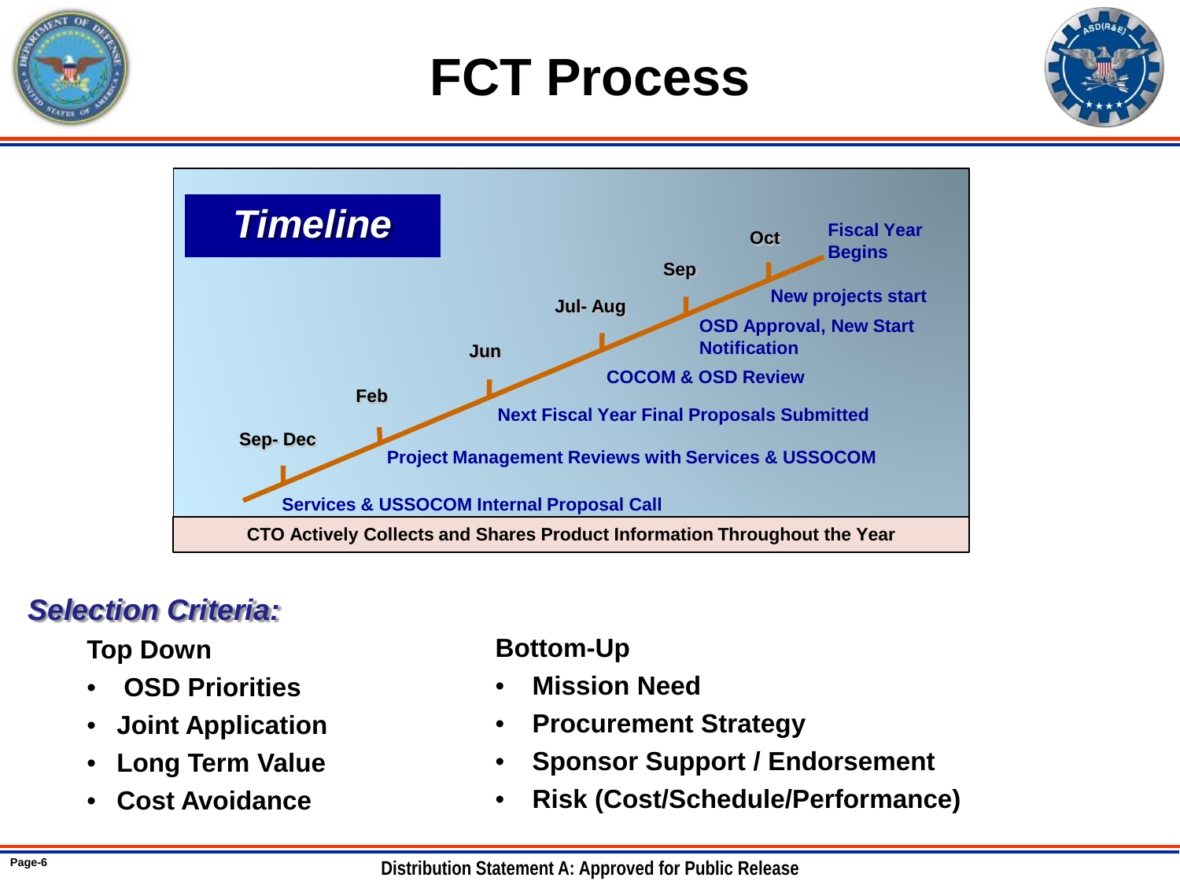# FCT Process

## Timeline

- **Sep- Dec**: Services & USSOCOM Internal Proposal Call
- **Feb**: Project Management Reviews with Services & USSOCOM
- **Jun**: Next Fiscal Year Final Proposals Submitted
- **Jul- Aug**: COCOM & OSD Review
- **Sep**: OSD Approval, New Start Notification
- **Oct**: New projects start

Fiscal Year Begins

CTO Actively Collects and Shares Product Information Throughout the Year

## *Selection Criteria:*

**Top Down**

- **OSD Priorities**
- **Joint Application**
- **Long Term Value**
- **Cost Avoidance**

**Bottom-Up**

- **Mission Need**
- **Procurement Strategy**
- **Sponsor Support / Endorsement**
- **Risk (Cost/Schedule/Performance)**

Distribution Statement A: Approved for Public Release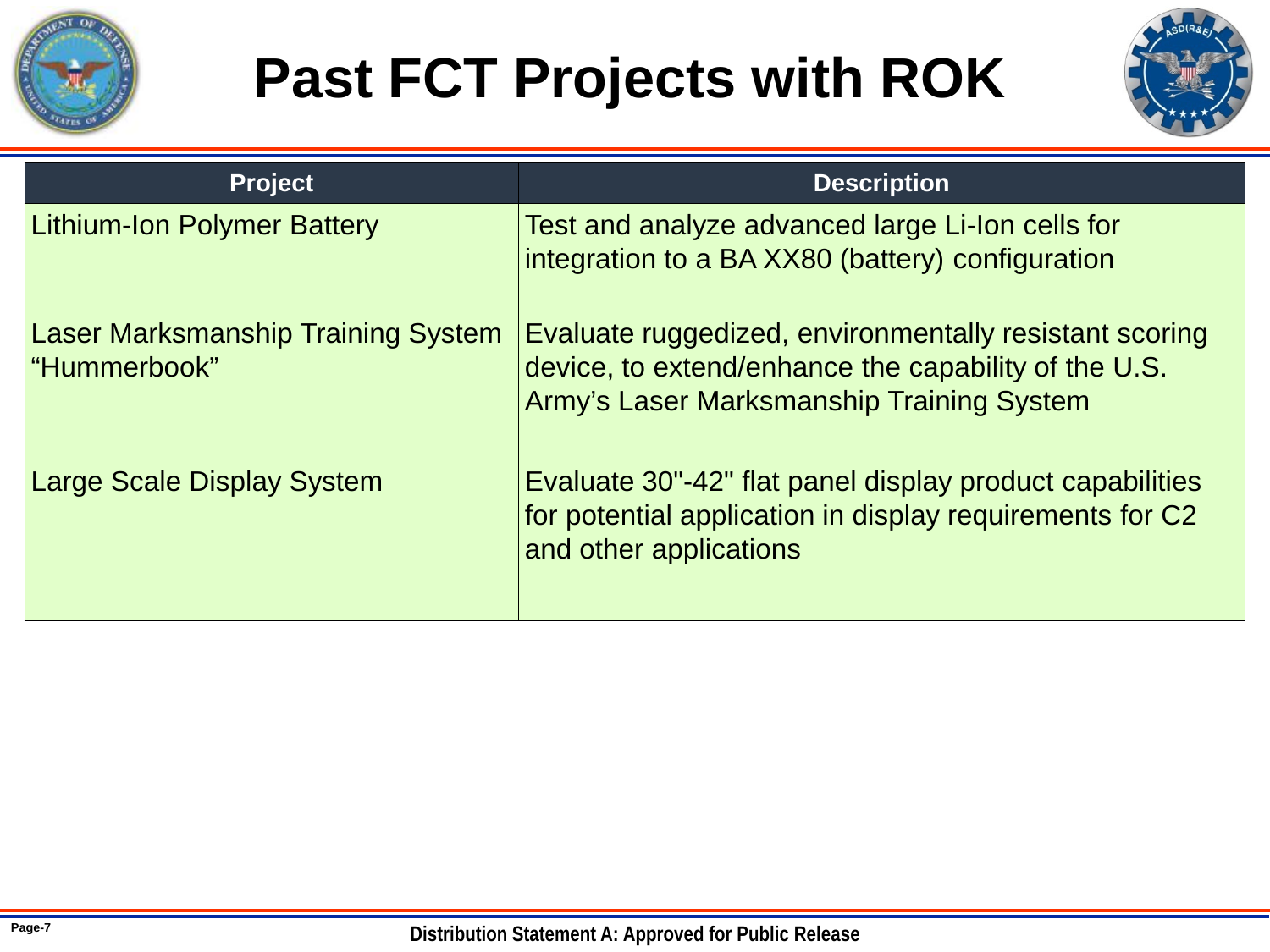# Past FCT Projects with ROK

| Project | Description |
| --- | --- |
| Lithium-Ion Polymer Battery | Test and analyze advanced large Li-Ion cells for integration to a BA XX80 (battery) configuration |
| Laser Marksmanship Training System "Hummerbook" | Evaluate ruggedized, environmentally resistant scoring device, to extend/enhance the capability of the U.S. Army's Laser Marksmanship Training System |
| Large Scale Display System | Evaluate 30"-42" flat panel display product capabilities for potential application in display requirements for C2 and other applications |

Distribution Statement A: Approved for Public Release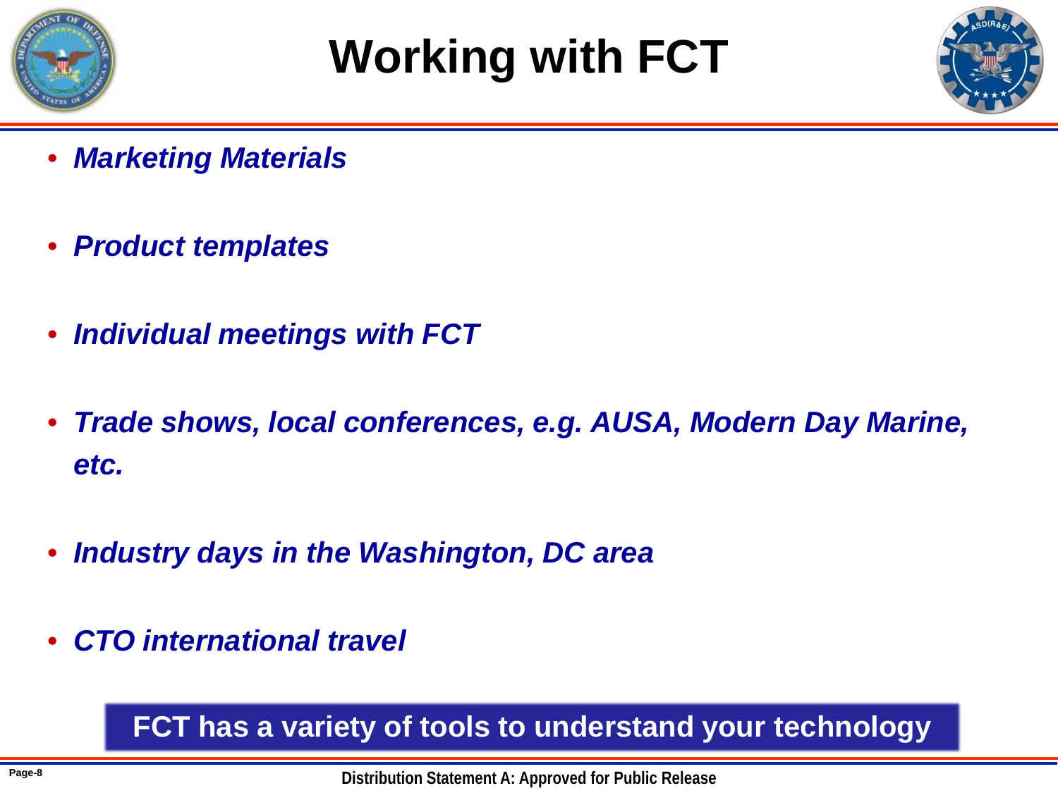# Working with FCT

- ***Marketing Materials***
- ***Product templates***
- ***Individual meetings with FCT***
- ***Trade shows, local conferences, e.g. AUSA, Modern Day Marine, etc.***
- ***Industry days in the Washington, DC area***
- ***CTO international travel***

**FCT has a variety of tools to understand your technology**

**Distribution Statement A: Approved for Public Release**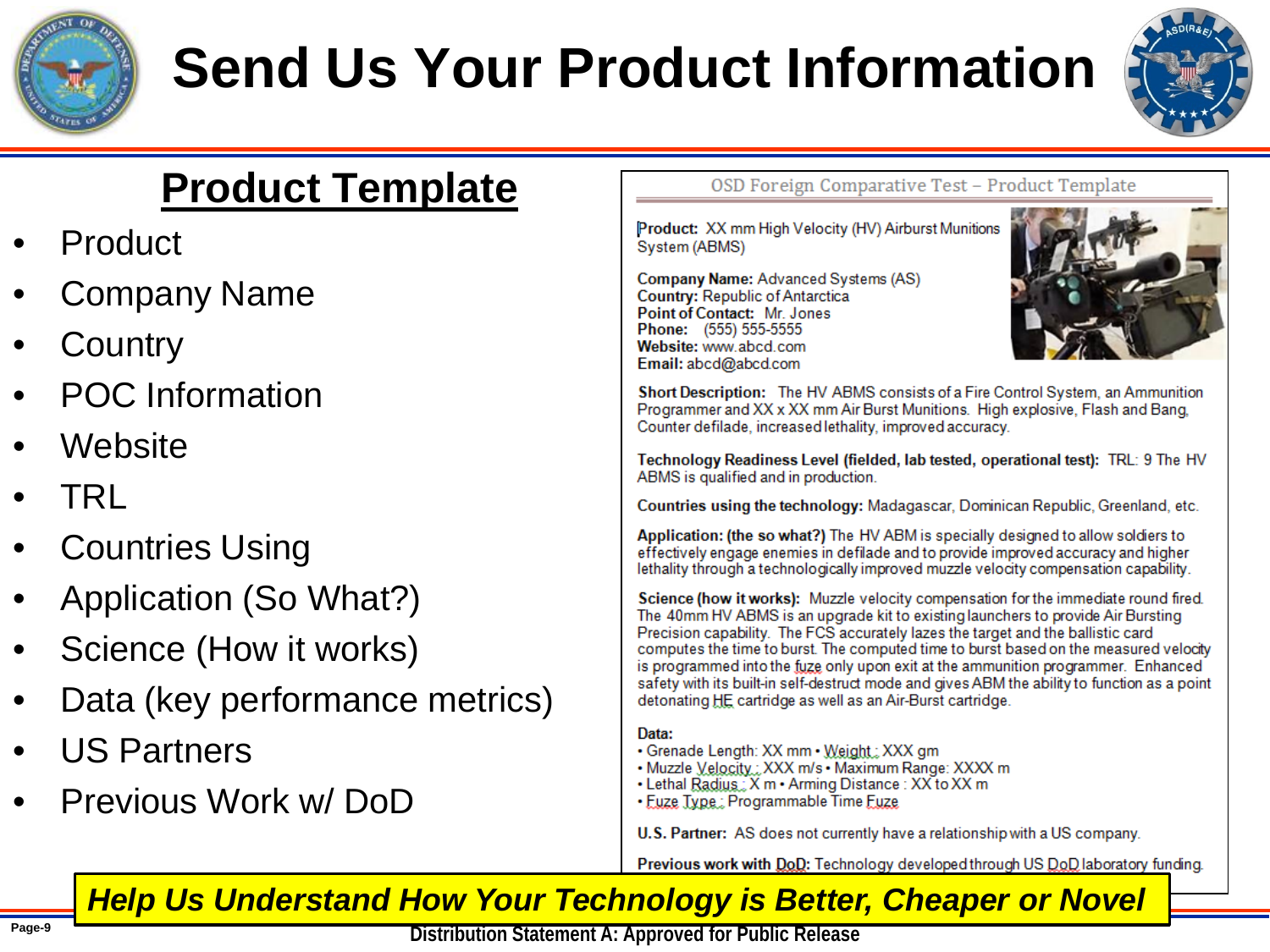# Send Us Your Product Information

## Product Template

- Product
- Company Name
- Country
- POC Information
- Website
- TRL
- Countries Using
- Application (So What?)
- Science (How it works)
- Data (key performance metrics)
- US Partners
- Previous Work w/ DoD

OSD Foreign Comparative Test – Product Template

**Product:** XX mm High Velocity (HV) Airburst Munitions System (ABMS)

**Company Name:** Advanced Systems (AS)
**Country:** Republic of Antarctica
**Point of Contact:** Mr. Jones
**Phone:** (555) 555-5555
**Website:** www.abcd.com
**Email:** abcd@abcd.com

**Short Description:** The HV ABMS consists of a Fire Control System, an Ammunition Programmer and XX x XX mm Air Burst Munitions. High explosive, Flash and Bang, Counter defilade, increased lethality, improved accuracy.

**Technology Readiness Level (fielded, lab tested, operational test):** TRL: 9 The HV ABMS is qualified and in production.

**Countries using the technology:** Madagascar, Dominican Republic, Greenland, etc.

**Application: (the so what?)** The HV ABM is specially designed to allow soldiers to effectively engage enemies in defilade and to provide improved accuracy and higher lethality through a technologically improved muzzle velocity compensation capability.

**Science (how it works):** Muzzle velocity compensation for the immediate round fired. The 40mm HV ABMS is an upgrade kit to existing launchers to provide Air Bursting Precision capability. The FCS accurately lazes the target and the ballistic card computes the time to burst. The computed time to burst based on the measured velocity is programmed into the fuze only upon exit at the ammunition programmer. Enhanced safety with its built-in self-destruct mode and gives ABM the ability to function as a point detonating HE cartridge as well as an Air-Burst cartridge.

**Data:**
- Grenade Length: XX mm • Weight : XXX gm
- Muzzle Velocity : XXX m/s • Maximum Range: XXXX m
- Lethal Radius : X m • Arming Distance : XX to XX m
- Fuze Type : Programmable Time Fuze

**U.S. Partner:** AS does not currently have a relationship with a US company.

**Previous work with DoD:** Technology developed through US DoD laboratory funding.

***Help Us Understand How Your Technology is Better, Cheaper or Novel***

**Distribution Statement A: Approved for Public Release**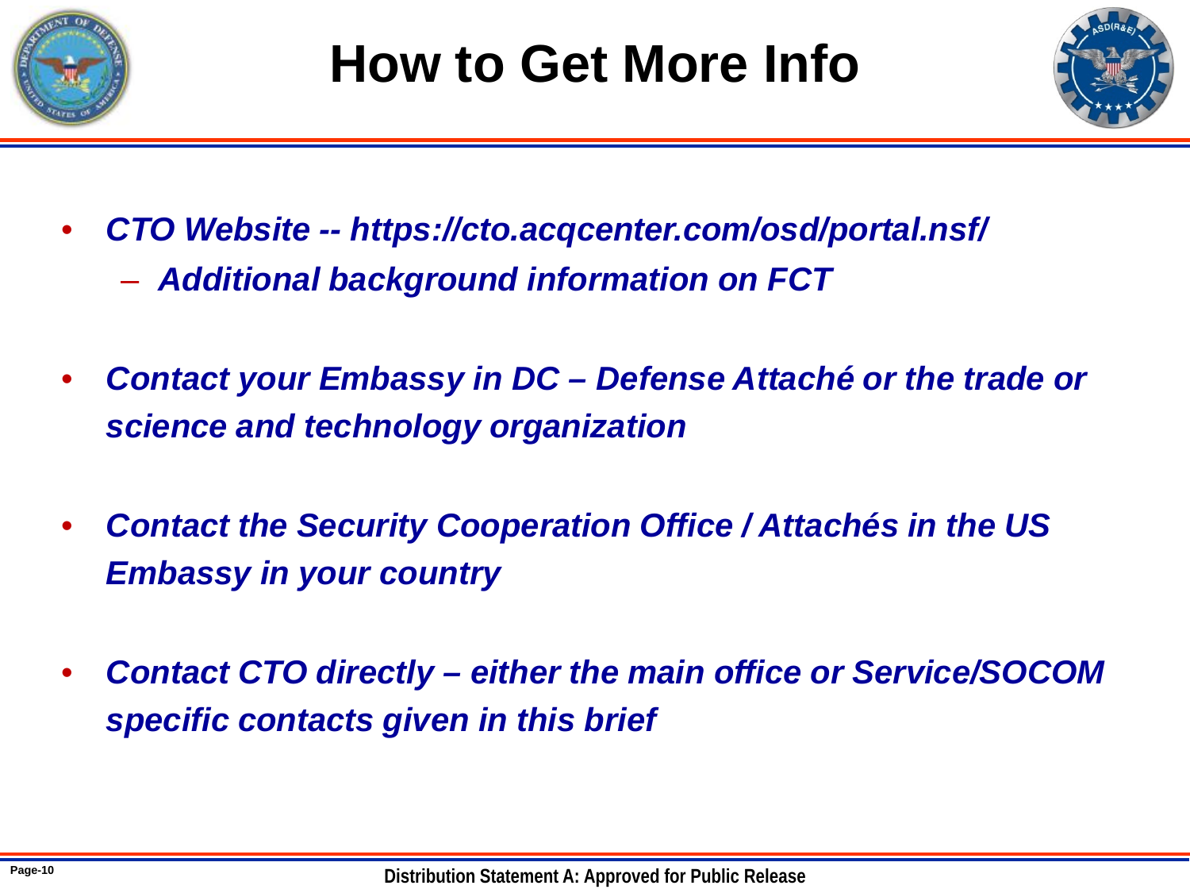# How to Get More Info

- ***CTO Website -- https://cto.acqcenter.com/osd/portal.nsf/***
  - ***Additional background information on FCT***
- ***Contact your Embassy in DC – Defense Attaché or the trade or science and technology organization***
- ***Contact the Security Cooperation Office / Attachés in the US Embassy in your country***
- ***Contact CTO directly – either the main office or Service/SOCOM specific contacts given in this brief***

**Distribution Statement A: Approved for Public Release**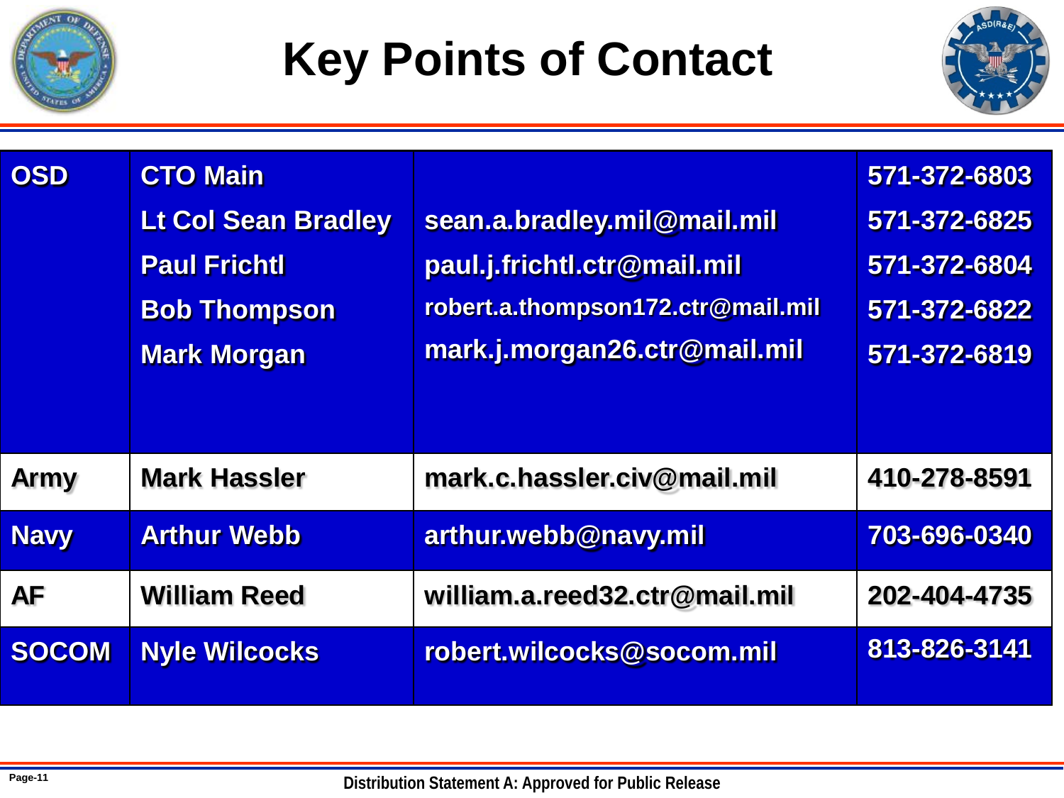# Key Points of Contact

| | | | |
|---|---|---|---|
| OSD | CTO Main | | 571-372-6803 |
| | Lt Col Sean Bradley | sean.a.bradley.mil@mail.mil | 571-372-6825 |
| | Paul Frichtl | paul.j.frichtl.ctr@mail.mil | 571-372-6804 |
| | Bob Thompson | robert.a.thompson172.ctr@mail.mil | 571-372-6822 |
| | Mark Morgan | mark.j.morgan26.ctr@mail.mil | 571-372-6819 |
| Army | Mark Hassler | mark.c.hassler.civ@mail.mil | 410-278-8591 |
| Navy | Arthur Webb | arthur.webb@navy.mil | 703-696-0340 |
| AF | William Reed | william.a.reed32.ctr@mail.mil | 202-404-4735 |
| SOCOM | Nyle Wilcocks | robert.wilcocks@socom.mil | 813-826-3141 |

Distribution Statement A: Approved for Public Release